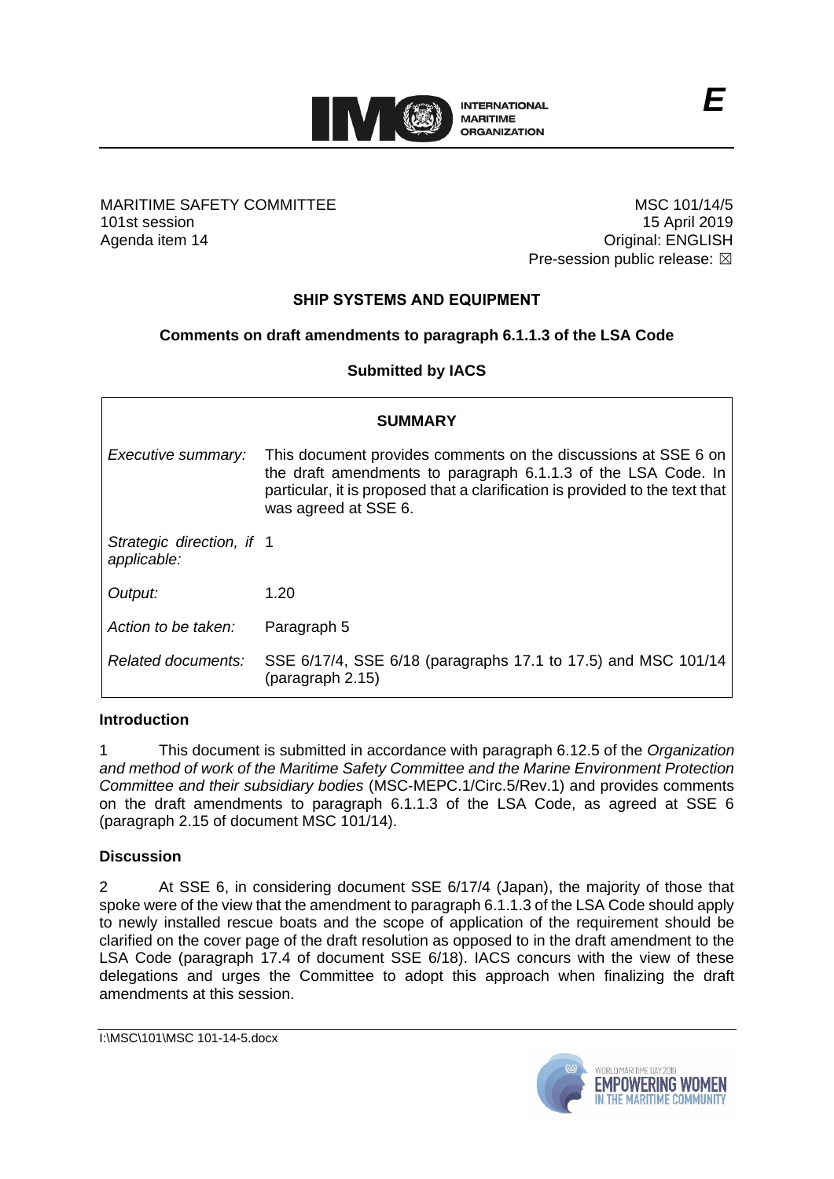MARITIME SAFETY COMMITTEE
101st session
Agenda item 14

MSC 101/14/5
15 April 2019
Original: ENGLISH
Pre-session public release: ☒

## SHIP SYSTEMS AND EQUIPMENT

### Comments on draft amendments to paragraph 6.1.1.3 of the LSA Code

### Submitted by IACS

| SUMMARY | |
|---|---|
| *Executive summary:* | This document provides comments on the discussions at SSE 6 on the draft amendments to paragraph 6.1.1.3 of the LSA Code. In particular, it is proposed that a clarification is provided to the text that was agreed at SSE 6. |
| *Strategic direction, if applicable:* | 1 |
| *Output:* | 1.20 |
| *Action to be taken:* | Paragraph 5 |
| *Related documents:* | SSE 6/17/4, SSE 6/18 (paragraphs 17.1 to 17.5) and MSC 101/14 (paragraph 2.15) |

**Introduction**

1 This document is submitted in accordance with paragraph 6.12.5 of the *Organization and method of work of the Maritime Safety Committee and the Marine Environment Protection Committee and their subsidiary bodies* (MSC-MEPC.1/Circ.5/Rev.1) and provides comments on the draft amendments to paragraph 6.1.1.3 of the LSA Code, as agreed at SSE 6 (paragraph 2.15 of document MSC 101/14).

**Discussion**

2 At SSE 6, in considering document SSE 6/17/4 (Japan), the majority of those that spoke were of the view that the amendment to paragraph 6.1.1.3 of the LSA Code should apply to newly installed rescue boats and the scope of application of the requirement should be clarified on the cover page of the draft resolution as opposed to in the draft amendment to the LSA Code (paragraph 17.4 of document SSE 6/18). IACS concurs with the view of these delegations and urges the Committee to adopt this approach when finalizing the draft amendments at this session.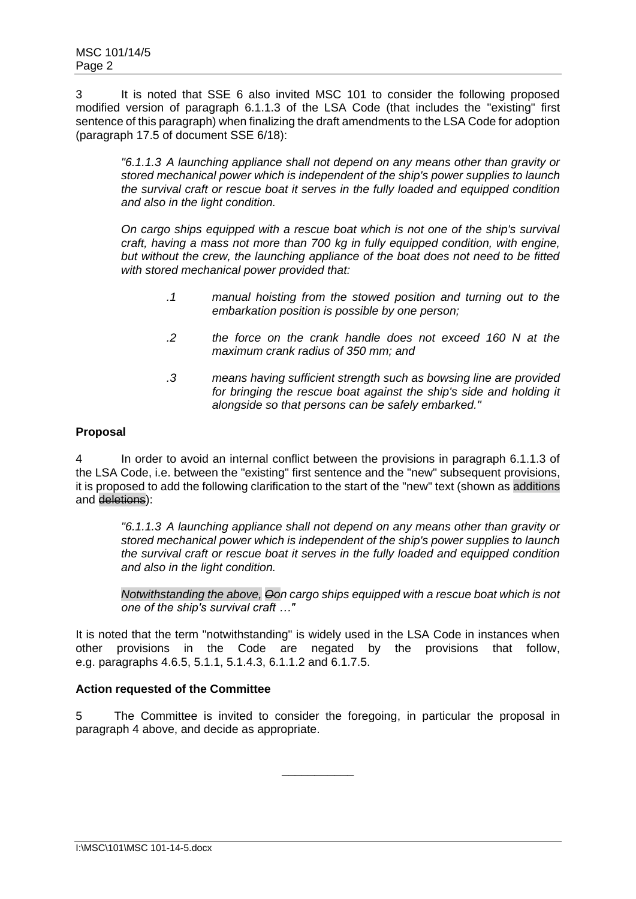3 It is noted that SSE 6 also invited MSC 101 to consider the following proposed modified version of paragraph 6.1.1.3 of the LSA Code (that includes the "existing" first sentence of this paragraph) when finalizing the draft amendments to the LSA Code for adoption (paragraph 17.5 of document SSE 6/18):

> *"6.1.1.3 A launching appliance shall not depend on any means other than gravity or stored mechanical power which is independent of the ship's power supplies to launch the survival craft or rescue boat it serves in the fully loaded and equipped condition and also in the light condition.*
>
> *On cargo ships equipped with a rescue boat which is not one of the ship's survival craft, having a mass not more than 700 kg in fully equipped condition, with engine, but without the crew, the launching appliance of the boat does not need to be fitted with stored mechanical power provided that:*
>
> *.1 manual hoisting from the stowed position and turning out to the embarkation position is possible by one person;*
>
> *.2 the force on the crank handle does not exceed 160 N at the maximum crank radius of 350 mm; and*
>
> *.3 means having sufficient strength such as bowsing line are provided for bringing the rescue boat against the ship's side and holding it alongside so that persons can be safely embarked."*

**Proposal**

4 In order to avoid an internal conflict between the provisions in paragraph 6.1.1.3 of the LSA Code, i.e. between the "existing" first sentence and the "new" subsequent provisions, it is proposed to add the following clarification to the start of the "new" text (shown as additions and ~~deletions~~):

> *"6.1.1.3 A launching appliance shall not depend on any means other than gravity or stored mechanical power which is independent of the ship's power supplies to launch the survival craft or rescue boat it serves in the fully loaded and equipped condition and also in the light condition.*
>
> *Notwithstanding the above, ~~O~~on cargo ships equipped with a rescue boat which is not one of the ship's survival craft …"*

It is noted that the term "notwithstanding" is widely used in the LSA Code in instances when other provisions in the Code are negated by the provisions that follow, e.g. paragraphs 4.6.5, 5.1.1, 5.1.4.3, 6.1.1.2 and 6.1.7.5.

**Action requested of the Committee**

5 The Committee is invited to consider the foregoing, in particular the proposal in paragraph 4 above, and decide as appropriate.

\_\_\_\_\_\_\_\_\_\_\_